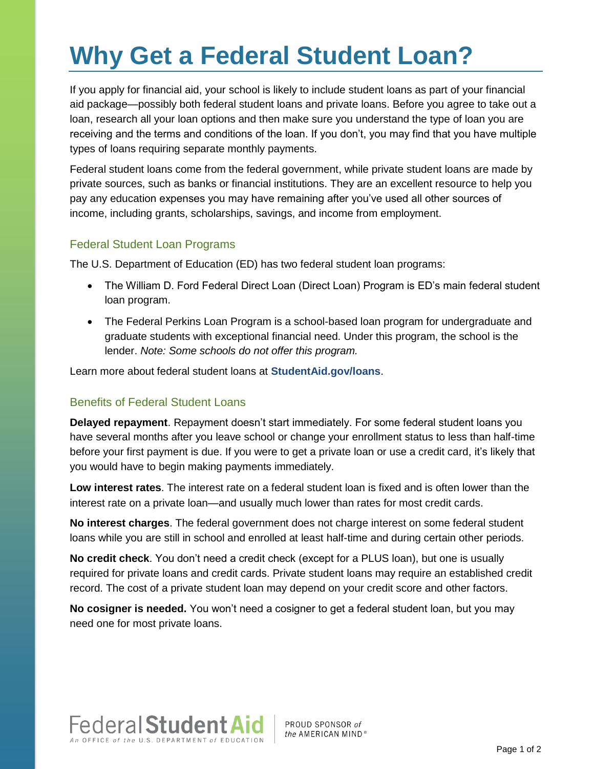# Why Get a Federal Student Loan?

If you apply for financial aid, your school is likely to include student loans as part of your financial aid package—possibly both federal student loans and private loans. Before you agree to take out a loan, research all your loan options and then make sure you understand the type of loan you are receiving and the terms and conditions of the loan. If you don't, you may find that you have multiple types of loans requiring separate monthly payments.

Federal student loans come from the federal government, while private student loans are made by private sources, such as banks or financial institutions. They are an excellent resource to help you pay any education expenses you may have remaining after you've used all other sources of income, including grants, scholarships, savings, and income from employment.

## Federal Student Loan Programs

The U.S. Department of Education (ED) has two federal student loan programs:

- The William D. Ford Federal Direct Loan (Direct Loan) Program is ED's main federal student loan program.
- The Federal Perkins Loan Program is a school-based loan program for undergraduate and graduate students with exceptional financial need. Under this program, the school is the lender. *Note: Some schools do not offer this program.*

Learn more about federal student loans at **StudentAid.gov/loans**.

## Benefits of Federal Student Loans

**Delayed repayment**. Repayment doesn't start immediately. For some federal student loans you have several months after you leave school or change your enrollment status to less than half-time before your first payment is due. If you were to get a private loan or use a credit card, it's likely that you would have to begin making payments immediately.

**Low interest rates**. The interest rate on a federal student loan is fixed and is often lower than the interest rate on a private loan—and usually much lower than rates for most credit cards.

**No interest charges**. The federal government does not charge interest on some federal student loans while you are still in school and enrolled at least half-time and during certain other periods.

**No credit check**. You don't need a credit check (except for a PLUS loan), but one is usually required for private loans and credit cards. Private student loans may require an established credit record. The cost of a private student loan may depend on your credit score and other factors.

**No cosigner is needed.** You won't need a cosigner to get a federal student loan, but you may need one for most private loans.

Federal Student Aid — An OFFICE of the U.S. DEPARTMENT of EDUCATION

PROUD SPONSOR of the AMERICAN MIND®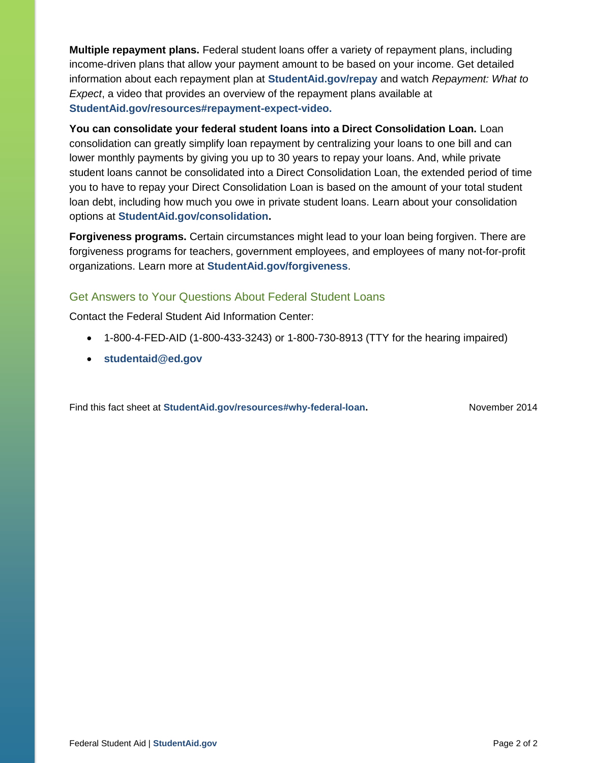**Multiple repayment plans.** Federal student loans offer a variety of repayment plans, including income-driven plans that allow your payment amount to be based on your income. Get detailed information about each repayment plan at **StudentAid.gov/repay** and watch *Repayment: What to Expect*, a video that provides an overview of the repayment plans available at **StudentAid.gov/resources#repayment-expect-video.**

**You can consolidate your federal student loans into a Direct Consolidation Loan.** Loan consolidation can greatly simplify loan repayment by centralizing your loans to one bill and can lower monthly payments by giving you up to 30 years to repay your loans. And, while private student loans cannot be consolidated into a Direct Consolidation Loan, the extended period of time you to have to repay your Direct Consolidation Loan is based on the amount of your total student loan debt, including how much you owe in private student loans. Learn about your consolidation options at **StudentAid.gov/consolidation.**

**Forgiveness programs.** Certain circumstances might lead to your loan being forgiven. There are forgiveness programs for teachers, government employees, and employees of many not-for-profit organizations. Learn more at **StudentAid.gov/forgiveness**.

## Get Answers to Your Questions About Federal Student Loans

Contact the Federal Student Aid Information Center:

- 1-800-4-FED-AID (1-800-433-3243) or 1-800-730-8913 (TTY for the hearing impaired)
- **studentaid@ed.gov**

Find this fact sheet at **StudentAid.gov/resources#why-federal-loan.**

November 2014